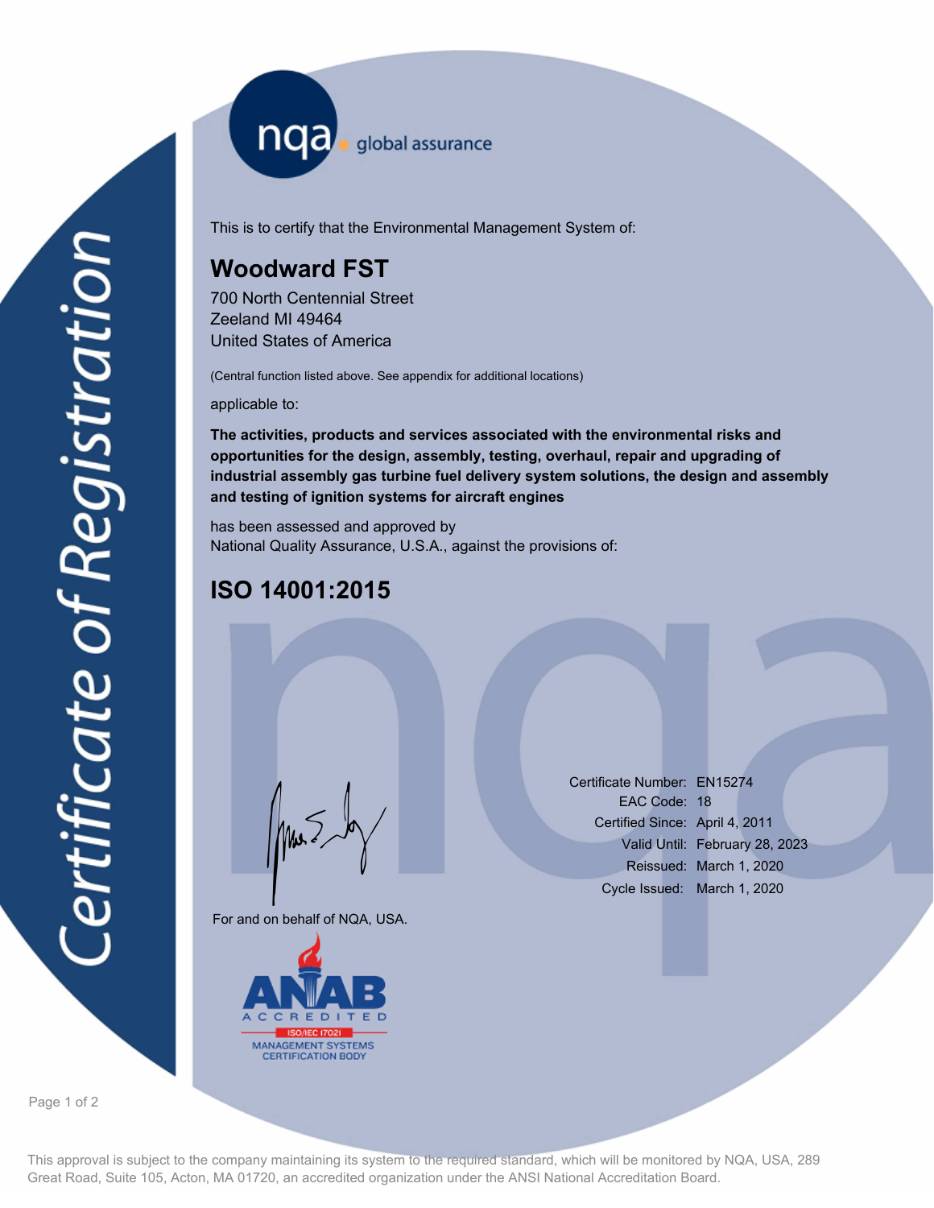# Certificate of Registration

nqa global assurance

This is to certify that the Environmental Management System of:

## Woodward FST

700 North Centennial Street
Zeeland MI 49464
United States of America

(Central function listed above. See appendix for additional locations)

applicable to:

**The activities, products and services associated with the environmental risks and opportunities for the design, assembly, testing, overhaul, repair and upgrading of industrial assembly gas turbine fuel delivery system solutions, the design and assembly and testing of ignition systems for aircraft engines**

has been assessed and approved by
National Quality Assurance, U.S.A., against the provisions of:

## ISO 14001:2015

For and on behalf of NQA, USA.

ANAB ACCREDITED ISO/IEC 17021 MANAGEMENT SYSTEMS CERTIFICATION BODY

Certificate Number: EN15274
EAC Code: 18
Certified Since: April 4, 2011
Valid Until: February 28, 2023
Reissued: March 1, 2020
Cycle Issued: March 1, 2020

This approval is subject to the company maintaining its system to the required standard, which will be monitored by NQA, USA, 289 Great Road, Suite 105, Acton, MA 01720, an accredited organization under the ANSI National Accreditation Board.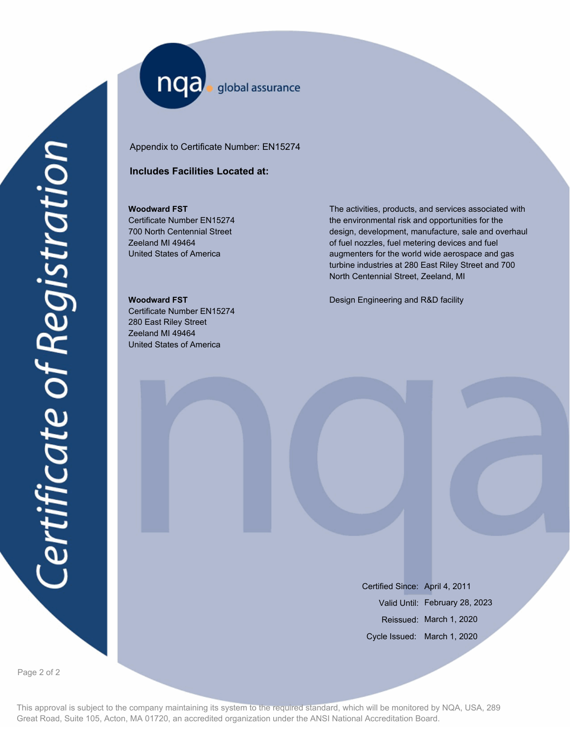Certificate of Registration

nqa global assurance

Appendix to Certificate Number: EN15274

**Includes Facilities Located at:**

| | |
|---|---|
| **Woodward FST**<br>Certificate Number EN15274<br>700 North Centennial Street<br>Zeeland MI 49464<br>United States of America | The activities, products, and services associated with the environmental risk and opportunities for the design, development, manufacture, sale and overhaul of fuel nozzles, fuel metering devices and fuel augmenters for the world wide aerospace and gas turbine industries at 280 East Riley Street and 700 North Centennial Street, Zeeland, MI |
| **Woodward FST**<br>Certificate Number EN15274<br>280 East Riley Street<br>Zeeland MI 49464<br>United States of America | Design Engineering and R&D facility |

Certified Since: April 4, 2011

Valid Until: February 28, 2023

Reissued: March 1, 2020

Cycle Issued: March 1, 2020

This approval is subject to the company maintaining its system to the required standard, which will be monitored by NQA, USA, 289 Great Road, Suite 105, Acton, MA 01720, an accredited organization under the ANSI National Accreditation Board.